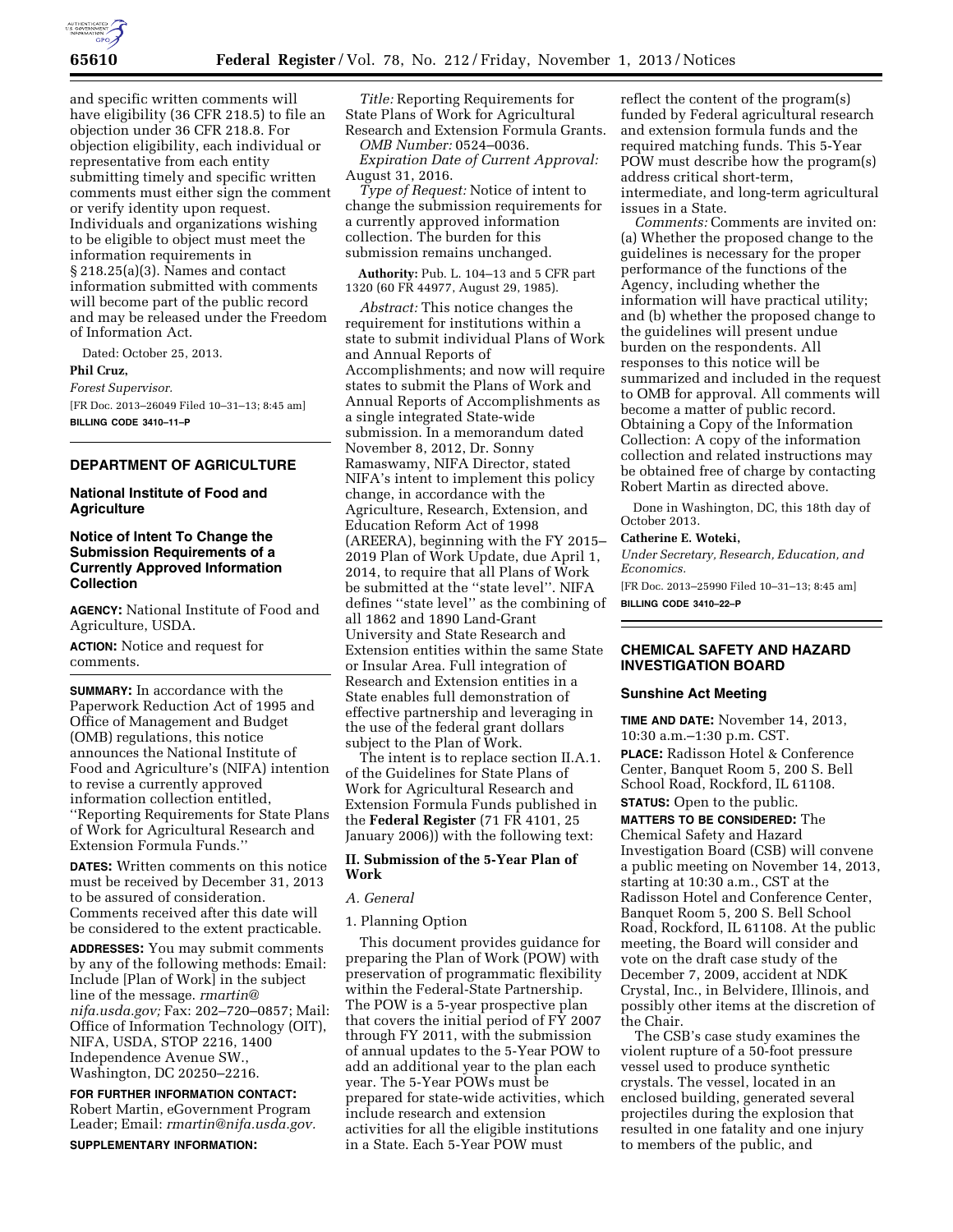and specific written comments will have eligibility (36 CFR 218.5) to file an objection under 36 CFR 218.8. For objection eligibility, each individual or representative from each entity submitting timely and specific written comments must either sign the comment or verify identity upon request. Individuals and organizations wishing to be eligible to object must meet the information requirements in § 218.25(a)(3). Names and contact information submitted with comments will become part of the public record and may be released under the Freedom of Information Act.

Dated: October 25, 2013.

**Phil Cruz,**

*Forest Supervisor.*

[FR Doc. 2013–26049 Filed 10–31–13; 8:45 am]

**BILLING CODE 3410–11–P**

## DEPARTMENT OF AGRICULTURE

### National Institute of Food and Agriculture

### Notice of Intent To Change the Submission Requirements of a Currently Approved Information Collection

**AGENCY:** National Institute of Food and Agriculture, USDA.

**ACTION:** Notice and request for comments.

**SUMMARY:** In accordance with the Paperwork Reduction Act of 1995 and Office of Management and Budget (OMB) regulations, this notice announces the National Institute of Food and Agriculture's (NIFA) intention to revise a currently approved information collection entitled, ''Reporting Requirements for State Plans of Work for Agricultural Research and Extension Formula Funds.''

**DATES:** Written comments on this notice must be received by December 31, 2013 to be assured of consideration. Comments received after this date will be considered to the extent practicable.

**ADDRESSES:** You may submit comments by any of the following methods: Email: Include [Plan of Work] in the subject line of the message. *rmartin@nifa.usda.gov;* Fax: 202–720–0857; Mail: Office of Information Technology (OIT), NIFA, USDA, STOP 2216, 1400 Independence Avenue SW., Washington, DC 20250–2216.

**FOR FURTHER INFORMATION CONTACT:** Robert Martin, eGovernment Program Leader; Email: *rmartin@nifa.usda.gov.*

**SUPPLEMENTARY INFORMATION:**

*Title:* Reporting Requirements for State Plans of Work for Agricultural Research and Extension Formula Grants.

*OMB Number:* 0524–0036.

*Expiration Date of Current Approval:* August 31, 2016.

*Type of Request:* Notice of intent to change the submission requirements for a currently approved information collection. The burden for this submission remains unchanged.

**Authority:** Pub. L. 104–13 and 5 CFR part 1320 (60 FR 44977, August 29, 1985).

*Abstract:* This notice changes the requirement for institutions within a state to submit individual Plans of Work and Annual Reports of Accomplishments; and now will require states to submit the Plans of Work and Annual Reports of Accomplishments as a single integrated State-wide submission. In a memorandum dated November 8, 2012, Dr. Sonny Ramaswamy, NIFA Director, stated NIFA's intent to implement this policy change, in accordance with the Agriculture, Research, Extension, and Education Reform Act of 1998 (AREERA), beginning with the FY 2015–2019 Plan of Work Update, due April 1, 2014, to require that all Plans of Work be submitted at the ''state level''. NIFA defines ''state level'' as the combining of all 1862 and 1890 Land-Grant University and State Research and Extension entities within the same State or Insular Area. Full integration of Research and Extension entities in a State enables full demonstration of effective partnership and leveraging in the use of the federal grant dollars subject to the Plan of Work.

The intent is to replace section II.A.1. of the Guidelines for State Plans of Work for Agricultural Research and Extension Formula Funds published in the **Federal Register** (71 FR 4101, 25 January 2006)) with the following text:

#### II. Submission of the 5-Year Plan of Work

*A. General*

1. Planning Option

This document provides guidance for preparing the Plan of Work (POW) with preservation of programmatic flexibility within the Federal-State Partnership. The POW is a 5-year prospective plan that covers the initial period of FY 2007 through FY 2011, with the submission of annual updates to the 5-Year POW to add an additional year to the plan each year. The 5-Year POWs must be prepared for state-wide activities, which include research and extension activities for all the eligible institutions in a State. Each 5-Year POW must reflect the content of the program(s) funded by Federal agricultural research and extension formula funds and the required matching funds. This 5-Year POW must describe how the program(s) address critical short-term, intermediate, and long-term agricultural issues in a State.

*Comments:* Comments are invited on: (a) Whether the proposed change to the guidelines is necessary for the proper performance of the functions of the Agency, including whether the information will have practical utility; and (b) whether the proposed change to the guidelines will present undue burden on the respondents. All responses to this notice will be summarized and included in the request to OMB for approval. All comments will become a matter of public record. Obtaining a Copy of the Information Collection: A copy of the information collection and related instructions may be obtained free of charge by contacting Robert Martin as directed above.

Done in Washington, DC, this 18th day of October 2013.

**Catherine E. Woteki,**

*Under Secretary, Research, Education, and Economics.*

[FR Doc. 2013–25990 Filed 10–31–13; 8:45 am]

**BILLING CODE 3410–22–P**

## CHEMICAL SAFETY AND HAZARD INVESTIGATION BOARD

### Sunshine Act Meeting

**TIME AND DATE:** November 14, 2013, 10:30 a.m.–1:30 p.m. CST.

**PLACE:** Radisson Hotel & Conference Center, Banquet Room 5, 200 S. Bell School Road, Rockford, IL 61108.

**STATUS:** Open to the public.

**MATTERS TO BE CONSIDERED:** The Chemical Safety and Hazard Investigation Board (CSB) will convene a public meeting on November 14, 2013, starting at 10:30 a.m., CST at the Radisson Hotel and Conference Center, Banquet Room 5, 200 S. Bell School Road, Rockford, IL 61108. At the public meeting, the Board will consider and vote on the draft case study of the December 7, 2009, accident at NDK Crystal, Inc., in Belvidere, Illinois, and possibly other items at the discretion of the Chair.

The CSB's case study examines the violent rupture of a 50-foot pressure vessel used to produce synthetic crystals. The vessel, located in an enclosed building, generated several projectiles during the explosion that resulted in one fatality and one injury to members of the public, and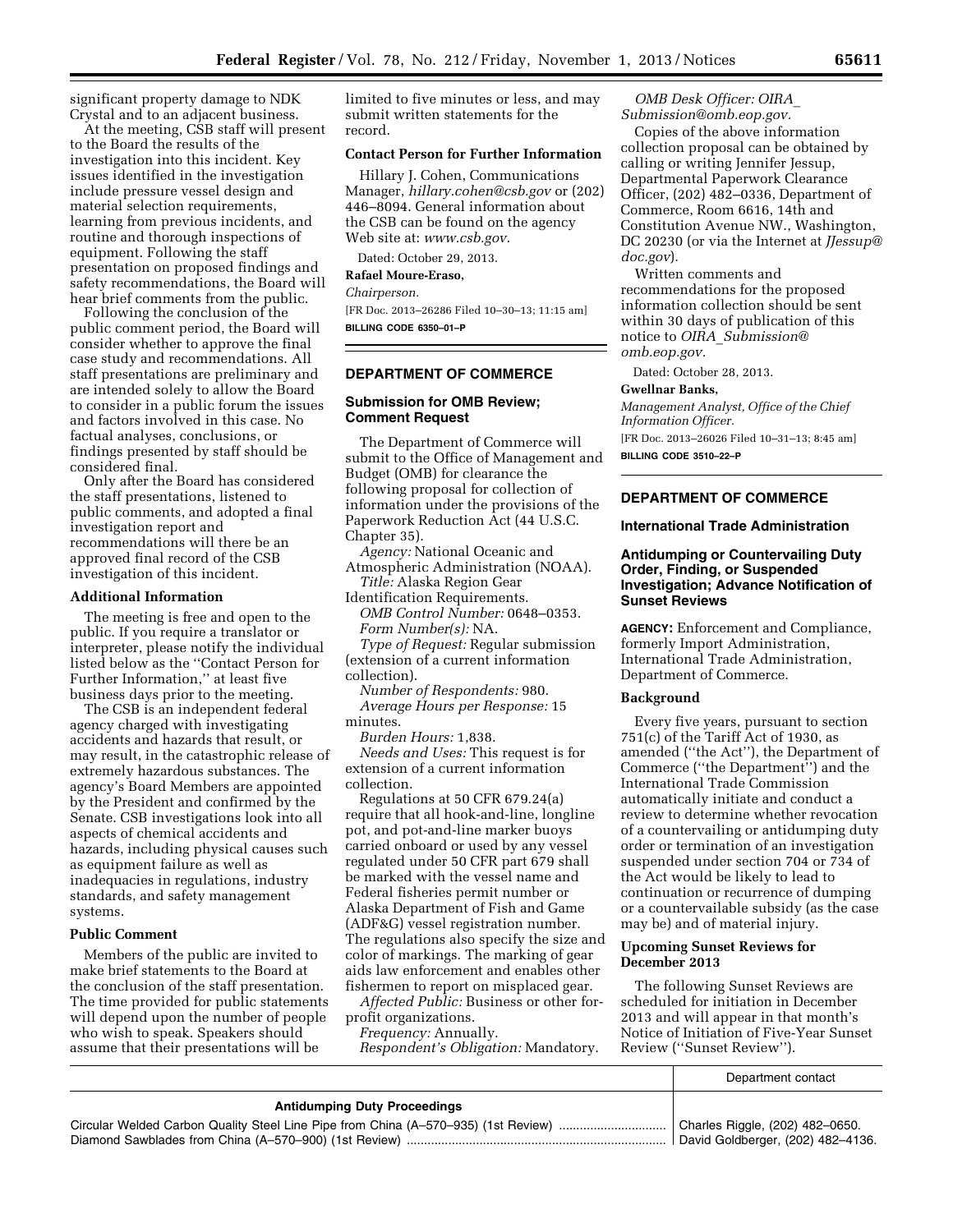significant property damage to NDK Crystal and to an adjacent business.

At the meeting, CSB staff will present to the Board the results of the investigation into this incident. Key issues identified in the investigation include pressure vessel design and material selection requirements, learning from previous incidents, and routine and thorough inspections of equipment. Following the staff presentation on proposed findings and safety recommendations, the Board will hear brief comments from the public.

Following the conclusion of the public comment period, the Board will consider whether to approve the final case study and recommendations. All staff presentations are preliminary and are intended solely to allow the Board to consider in a public forum the issues and factors involved in this case. No factual analyses, conclusions, or findings presented by staff should be considered final.

Only after the Board has considered the staff presentations, listened to public comments, and adopted a final investigation report and recommendations will there be an approved final record of the CSB investigation of this incident.

### Additional Information

The meeting is free and open to the public. If you require a translator or interpreter, please notify the individual listed below as the ''Contact Person for Further Information,'' at least five business days prior to the meeting.

The CSB is an independent federal agency charged with investigating accidents and hazards that result, or may result, in the catastrophic release of extremely hazardous substances. The agency's Board Members are appointed by the President and confirmed by the Senate. CSB investigations look into all aspects of chemical accidents and hazards, including physical causes such as equipment failure as well as inadequacies in regulations, industry standards, and safety management systems.

### Public Comment

Members of the public are invited to make brief statements to the Board at the conclusion of the staff presentation. The time provided for public statements will depend upon the number of people who wish to speak. Speakers should assume that their presentations will be limited to five minutes or less, and may submit written statements for the record.

### Contact Person for Further Information

Hillary J. Cohen, Communications Manager, *hillary.cohen@csb.gov* or (202) 446–8094. General information about the CSB can be found on the agency Web site at: *www.csb.gov*.

Dated: October 29, 2013.

**Rafael Moure-Eraso,**

*Chairperson.*

[FR Doc. 2013–26286 Filed 10–30–13; 11:15 am]

**BILLING CODE 6350–01–P**

## DEPARTMENT OF COMMERCE

### Submission for OMB Review; Comment Request

The Department of Commerce will submit to the Office of Management and Budget (OMB) for clearance the following proposal for collection of information under the provisions of the Paperwork Reduction Act (44 U.S.C. Chapter 35).

*Agency:* National Oceanic and Atmospheric Administration (NOAA).

*Title:* Alaska Region Gear Identification Requirements.

*OMB Control Number:* 0648–0353.

*Form Number(s):* NA.

*Type of Request:* Regular submission (extension of a current information collection).

*Number of Respondents:* 980.

*Average Hours per Response:* 15 minutes.

*Burden Hours:* 1,838.

*Needs and Uses:* This request is for extension of a current information collection.

Regulations at 50 CFR 679.24(a) require that all hook-and-line, longline pot, and pot-and-line marker buoys carried onboard or used by any vessel regulated under 50 CFR part 679 shall be marked with the vessel name and Federal fisheries permit number or Alaska Department of Fish and Game (ADF&G) vessel registration number. The regulations also specify the size and color of markings. The marking of gear aids law enforcement and enables other fishermen to report on misplaced gear.

*Affected Public:* Business or other for-profit organizations.

*Frequency:* Annually.

*Respondent's Obligation:* Mandatory.

*OMB Desk Officer: OIRA_Submission@omb.eop.gov.*

Copies of the above information collection proposal can be obtained by calling or writing Jennifer Jessup, Departmental Paperwork Clearance Officer, (202) 482–0336, Department of Commerce, Room 6616, 14th and Constitution Avenue NW., Washington, DC 20230 (or via the Internet at *JJessup@doc.gov*).

Written comments and recommendations for the proposed information collection should be sent within 30 days of publication of this notice to *OIRA_Submission@omb.eop.gov.*

Dated: October 28, 2013.

**Gwellnar Banks,**

*Management Analyst, Office of the Chief Information Officer.*

[FR Doc. 2013–26026 Filed 10–31–13; 8:45 am]

**BILLING CODE 3510–22–P**

## DEPARTMENT OF COMMERCE

### International Trade Administration

### Antidumping or Countervailing Duty Order, Finding, or Suspended Investigation; Advance Notification of Sunset Reviews

**AGENCY:** Enforcement and Compliance, formerly Import Administration, International Trade Administration, Department of Commerce.

### Background

Every five years, pursuant to section 751(c) of the Tariff Act of 1930, as amended (''the Act''), the Department of Commerce (''the Department'') and the International Trade Commission automatically initiate and conduct a review to determine whether revocation of a countervailing or antidumping duty order or termination of an investigation suspended under section 704 or 734 of the Act would be likely to lead to continuation or recurrence of dumping or a countervailable subsidy (as the case may be) and of material injury.

### Upcoming Sunset Reviews for December 2013

The following Sunset Reviews are scheduled for initiation in December 2013 and will appear in that month's Notice of Initiation of Five-Year Sunset Review (''Sunset Review'').

| | Department contact |
|---|---|
| **Antidumping Duty Proceedings** | |
| Circular Welded Carbon Quality Steel Line Pipe from China (A–570–935) (1st Review) | Charles Riggle, (202) 482–0650. |
| Diamond Sawblades from China (A–570–900) (1st Review) | David Goldberger, (202) 482–4136. |